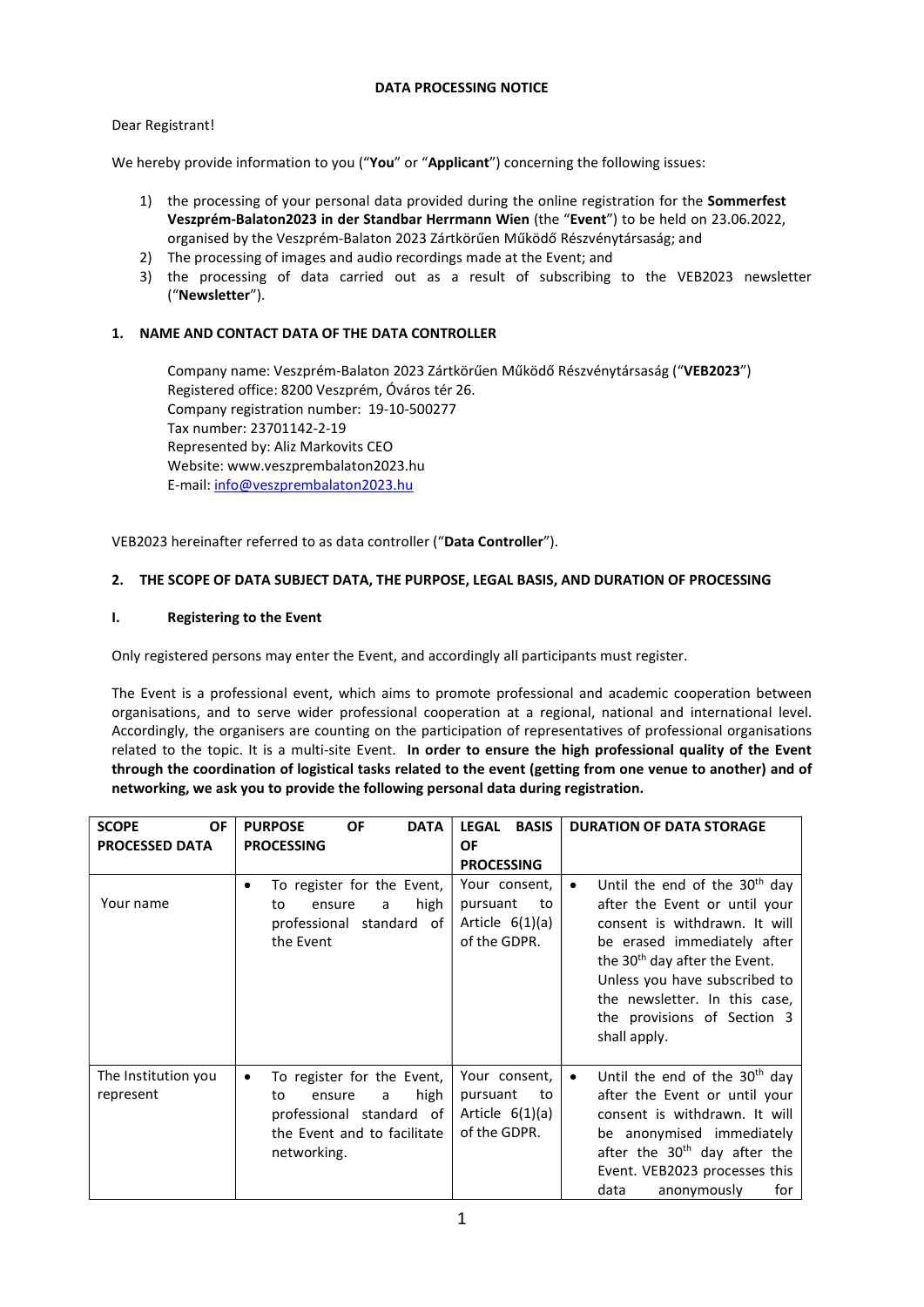**DATA PROCESSING NOTICE**

Dear Registrant!

We hereby provide information to you ("**You**" or "**Applicant**") concerning the following issues:

1) the processing of your personal data provided during the online registration for the **Sommerfest Veszprém-Balaton2023 in der Standbar Herrmann Wien** (the "**Event**") to be held on 23.06.2022, organised by the Veszprém-Balaton 2023 Zártkörűen Működő Részvénytársaság; and
2) The processing of images and audio recordings made at the Event; and
3) the processing of data carried out as a result of subscribing to the VEB2023 newsletter ("**Newsletter**").

## 1. NAME AND CONTACT DATA OF THE DATA CONTROLLER

Company name: Veszprém-Balaton 2023 Zártkörűen Működő Részvénytársaság ("**VEB2023**")
Registered office: 8200 Veszprém, Óváros tér 26.
Company registration number: 19-10-500277
Tax number: 23701142-2-19
Represented by: Aliz Markovits CEO
Website: www.veszprembalaton2023.hu
E-mail: info@veszprembalaton2023.hu

VEB2023 hereinafter referred to as data controller ("**Data Controller**").

## 2. THE SCOPE OF DATA SUBJECT DATA, THE PURPOSE, LEGAL BASIS, AND DURATION OF PROCESSING

### I. Registering to the Event

Only registered persons may enter the Event, and accordingly all participants must register.

The Event is a professional event, which aims to promote professional and academic cooperation between organisations, and to serve wider professional cooperation at a regional, national and international level. Accordingly, the organisers are counting on the participation of representatives of professional organisations related to the topic. It is a multi-site Event. **In order to ensure the high professional quality of the Event through the coordination of logistical tasks related to the event (getting from one venue to another) and of networking, we ask you to provide the following personal data during registration.**

| SCOPE OF PROCESSED DATA | PURPOSE OF DATA PROCESSING | LEGAL BASIS OF PROCESSING | DURATION OF DATA STORAGE |
|---|---|---|---|
| Your name | • To register for the Event, to ensure a high professional standard of the Event | Your consent, pursuant to Article 6(1)(a) of the GDPR. | • Until the end of the 30th day after the Event or until your consent is withdrawn. It will be erased immediately after the 30th day after the Event. Unless you have subscribed to the newsletter. In this case, the provisions of Section 3 shall apply. |
| The Institution you represent | • To register for the Event, to ensure a high professional standard of the Event and to facilitate networking. | Your consent, pursuant to Article 6(1)(a) of the GDPR. | • Until the end of the 30th day after the Event or until your consent is withdrawn. It will be anonymised immediately after the 30th day after the Event. VEB2023 processes this data anonymously for |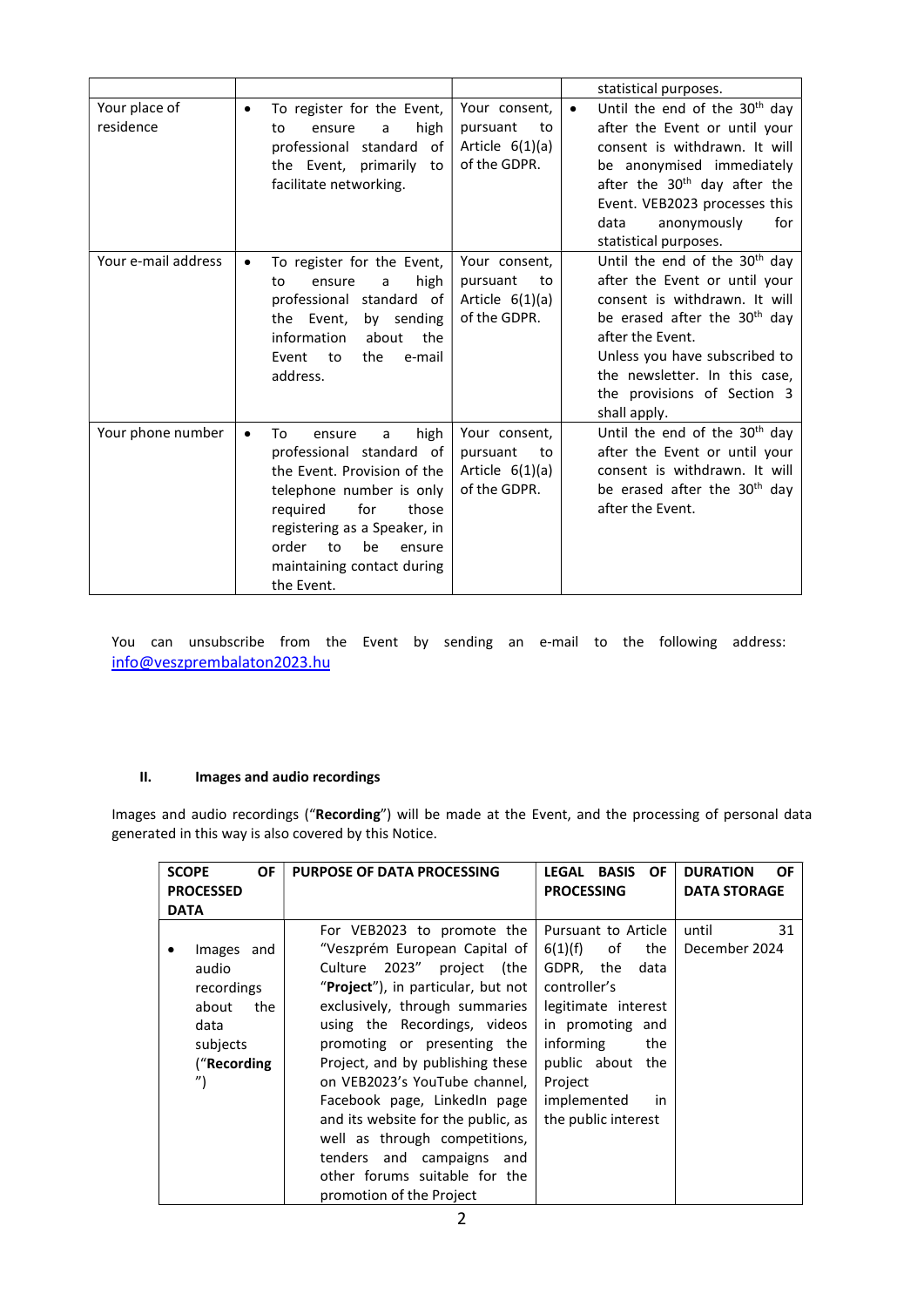| | | | |
|---|---|---|---|
| | | | statistical purposes. |
| Your place of residence | • To register for the Event, to ensure a high professional standard of the Event, primarily to facilitate networking. | Your consent, pursuant to Article 6(1)(a) of the GDPR. | • Until the end of the 30th day after the Event or until your consent is withdrawn. It will be anonymised immediately after the 30th day after the Event. VEB2023 processes this data anonymously for statistical purposes. |
| Your e-mail address | • To register for the Event, to ensure a high professional standard of the Event, by sending information about the Event to the e-mail address. | Your consent, pursuant to Article 6(1)(a) of the GDPR. | Until the end of the 30th day after the Event or until your consent is withdrawn. It will be erased after the 30th day after the Event.<br>Unless you have subscribed to the newsletter. In this case, the provisions of Section 3 shall apply. |
| Your phone number | • To ensure a high professional standard of the Event. Provision of the telephone number is only required for those registering as a Speaker, in order to be ensure maintaining contact during the Event. | Your consent, pursuant to Article 6(1)(a) of the GDPR. | Until the end of the 30th day after the Event or until your consent is withdrawn. It will be erased after the 30th day after the Event. |

You can unsubscribe from the Event by sending an e-mail to the following address: info@veszprembalaton2023.hu

## II. Images and audio recordings

Images and audio recordings ("**Recording**") will be made at the Event, and the processing of personal data generated in this way is also covered by this Notice.

| SCOPE OF PROCESSED DATA | PURPOSE OF DATA PROCESSING | LEGAL BASIS OF PROCESSING | DURATION OF DATA STORAGE |
|---|---|---|---|
| • Images and audio recordings about the data subjects ("**Recording**") | For VEB2023 to promote the "Veszprém European Capital of Culture 2023" project (the "**Project**"), in particular, but not exclusively, through summaries using the Recordings, videos promoting or presenting the Project, and by publishing these on VEB2023's YouTube channel, Facebook page, LinkedIn page and its website for the public, as well as through competitions, tenders and campaigns and other forums suitable for the promotion of the Project | Pursuant to Article 6(1)(f) of the GDPR, the data controller's legitimate interest in promoting and informing the public about the Project implemented in the public interest | until 31 December 2024 |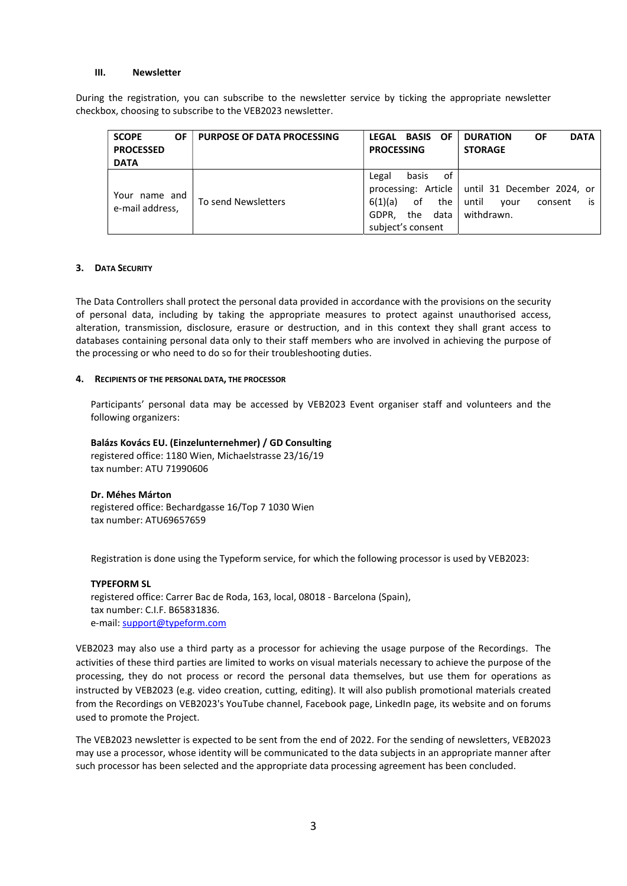### III. Newsletter

During the registration, you can subscribe to the newsletter service by ticking the appropriate newsletter checkbox, choosing to subscribe to the VEB2023 newsletter.

| SCOPE OF PROCESSED DATA | PURPOSE OF DATA PROCESSING | LEGAL BASIS OF PROCESSING | DURATION OF DATA STORAGE |
|---|---|---|---|
| Your name and e-mail address, | To send Newsletters | Legal basis of processing: Article 6(1)(a) of the GDPR, the data subject's consent | until 31 December 2024, or until your consent is withdrawn. |

## 3. Data Security

The Data Controllers shall protect the personal data provided in accordance with the provisions on the security of personal data, including by taking the appropriate measures to protect against unauthorised access, alteration, transmission, disclosure, erasure or destruction, and in this context they shall grant access to databases containing personal data only to their staff members who are involved in achieving the purpose of the processing or who need to do so for their troubleshooting duties.

## 4. Recipients of the personal data, the processor

Participants' personal data may be accessed by VEB2023 Event organiser staff and volunteers and the following organizers:

**Balázs Kovács EU. (Einzelunternehmer) / GD Consulting**
registered office: 1180 Wien, Michaelstrasse 23/16/19
tax number: ATU 71990606

**Dr. Méhes Márton**
registered office: Bechardgasse 16/Top 7 1030 Wien
tax number: ATU69657659

Registration is done using the Typeform service, for which the following processor is used by VEB2023:

**TYPEFORM SL**
registered office: Carrer Bac de Roda, 163, local, 08018 - Barcelona (Spain),
tax number: C.I.F. B65831836.
e-mail: support@typeform.com

VEB2023 may also use a third party as a processor for achieving the usage purpose of the Recordings. The activities of these third parties are limited to works on visual materials necessary to achieve the purpose of the processing, they do not process or record the personal data themselves, but use them for operations as instructed by VEB2023 (e.g. video creation, cutting, editing). It will also publish promotional materials created from the Recordings on VEB2023's YouTube channel, Facebook page, LinkedIn page, its website and on forums used to promote the Project.

The VEB2023 newsletter is expected to be sent from the end of 2022. For the sending of newsletters, VEB2023 may use a processor, whose identity will be communicated to the data subjects in an appropriate manner after such processor has been selected and the appropriate data processing agreement has been concluded.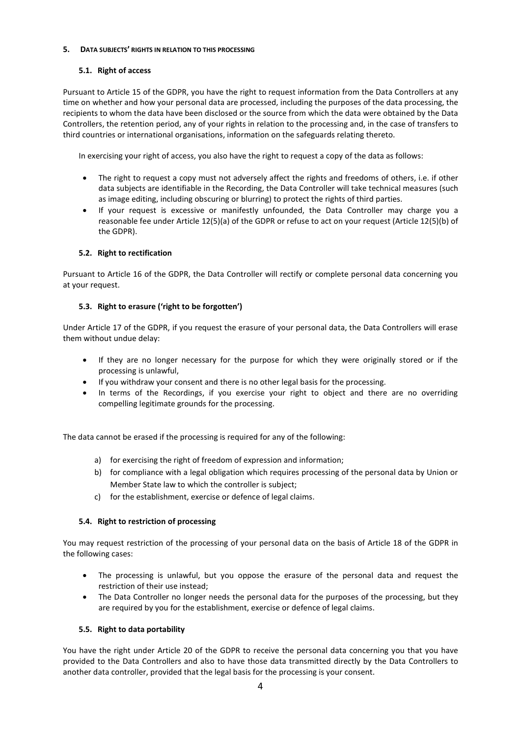## 5. DATA SUBJECTS' RIGHTS IN RELATION TO THIS PROCESSING

### 5.1. Right of access

Pursuant to Article 15 of the GDPR, you have the right to request information from the Data Controllers at any time on whether and how your personal data are processed, including the purposes of the data processing, the recipients to whom the data have been disclosed or the source from which the data were obtained by the Data Controllers, the retention period, any of your rights in relation to the processing and, in the case of transfers to third countries or international organisations, information on the safeguards relating thereto.

In exercising your right of access, you also have the right to request a copy of the data as follows:

- The right to request a copy must not adversely affect the rights and freedoms of others, i.e. if other data subjects are identifiable in the Recording, the Data Controller will take technical measures (such as image editing, including obscuring or blurring) to protect the rights of third parties.
- If your request is excessive or manifestly unfounded, the Data Controller may charge you a reasonable fee under Article 12(5)(a) of the GDPR or refuse to act on your request (Article 12(5)(b) of the GDPR).

### 5.2. Right to rectification

Pursuant to Article 16 of the GDPR, the Data Controller will rectify or complete personal data concerning you at your request.

### 5.3. Right to erasure ('right to be forgotten')

Under Article 17 of the GDPR, if you request the erasure of your personal data, the Data Controllers will erase them without undue delay:

- If they are no longer necessary for the purpose for which they were originally stored or if the processing is unlawful,
- If you withdraw your consent and there is no other legal basis for the processing.
- In terms of the Recordings, if you exercise your right to object and there are no overriding compelling legitimate grounds for the processing.

The data cannot be erased if the processing is required for any of the following:

a) for exercising the right of freedom of expression and information;
b) for compliance with a legal obligation which requires processing of the personal data by Union or Member State law to which the controller is subject;
c) for the establishment, exercise or defence of legal claims.

### 5.4. Right to restriction of processing

You may request restriction of the processing of your personal data on the basis of Article 18 of the GDPR in the following cases:

- The processing is unlawful, but you oppose the erasure of the personal data and request the restriction of their use instead;
- The Data Controller no longer needs the personal data for the purposes of the processing, but they are required by you for the establishment, exercise or defence of legal claims.

### 5.5. Right to data portability

You have the right under Article 20 of the GDPR to receive the personal data concerning you that you have provided to the Data Controllers and also to have those data transmitted directly by the Data Controllers to another data controller, provided that the legal basis for the processing is your consent.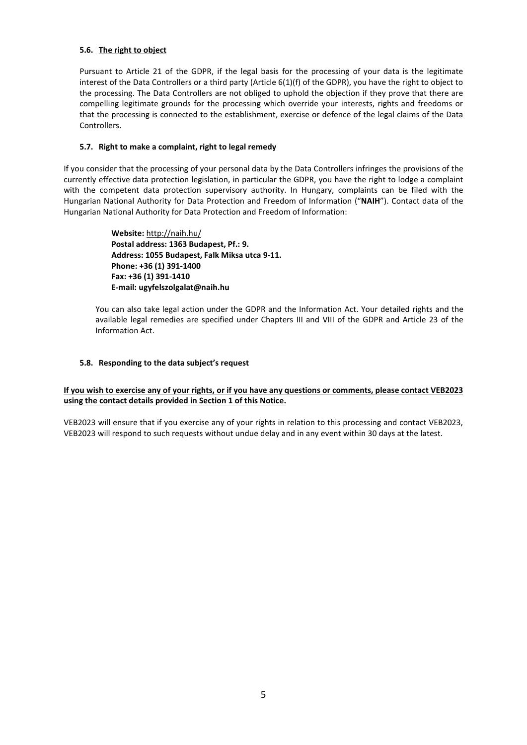### 5.6. The right to object

Pursuant to Article 21 of the GDPR, if the legal basis for the processing of your data is the legitimate interest of the Data Controllers or a third party (Article 6(1)(f) of the GDPR), you have the right to object to the processing. The Data Controllers are not obliged to uphold the objection if they prove that there are compelling legitimate grounds for the processing which override your interests, rights and freedoms or that the processing is connected to the establishment, exercise or defence of the legal claims of the Data Controllers.

### 5.7. Right to make a complaint, right to legal remedy

If you consider that the processing of your personal data by the Data Controllers infringes the provisions of the currently effective data protection legislation, in particular the GDPR, you have the right to lodge a complaint with the competent data protection supervisory authority. In Hungary, complaints can be filed with the Hungarian National Authority for Data Protection and Freedom of Information ("**NAIH**"). Contact data of the Hungarian National Authority for Data Protection and Freedom of Information:

**Website:** http://naih.hu/
**Postal address: 1363 Budapest, Pf.: 9.**
**Address: 1055 Budapest, Falk Miksa utca 9-11.**
**Phone: +36 (1) 391-1400**
**Fax: +36 (1) 391-1410**
**E-mail: ugyfelszolgalat@naih.hu**

You can also take legal action under the GDPR and the Information Act. Your detailed rights and the available legal remedies are specified under Chapters III and VIII of the GDPR and Article 23 of the Information Act.

### 5.8. Responding to the data subject's request

**If you wish to exercise any of your rights, or if you have any questions or comments, please contact VEB2023 using the contact details provided in Section 1 of this Notice.**

VEB2023 will ensure that if you exercise any of your rights in relation to this processing and contact VEB2023, VEB2023 will respond to such requests without undue delay and in any event within 30 days at the latest.